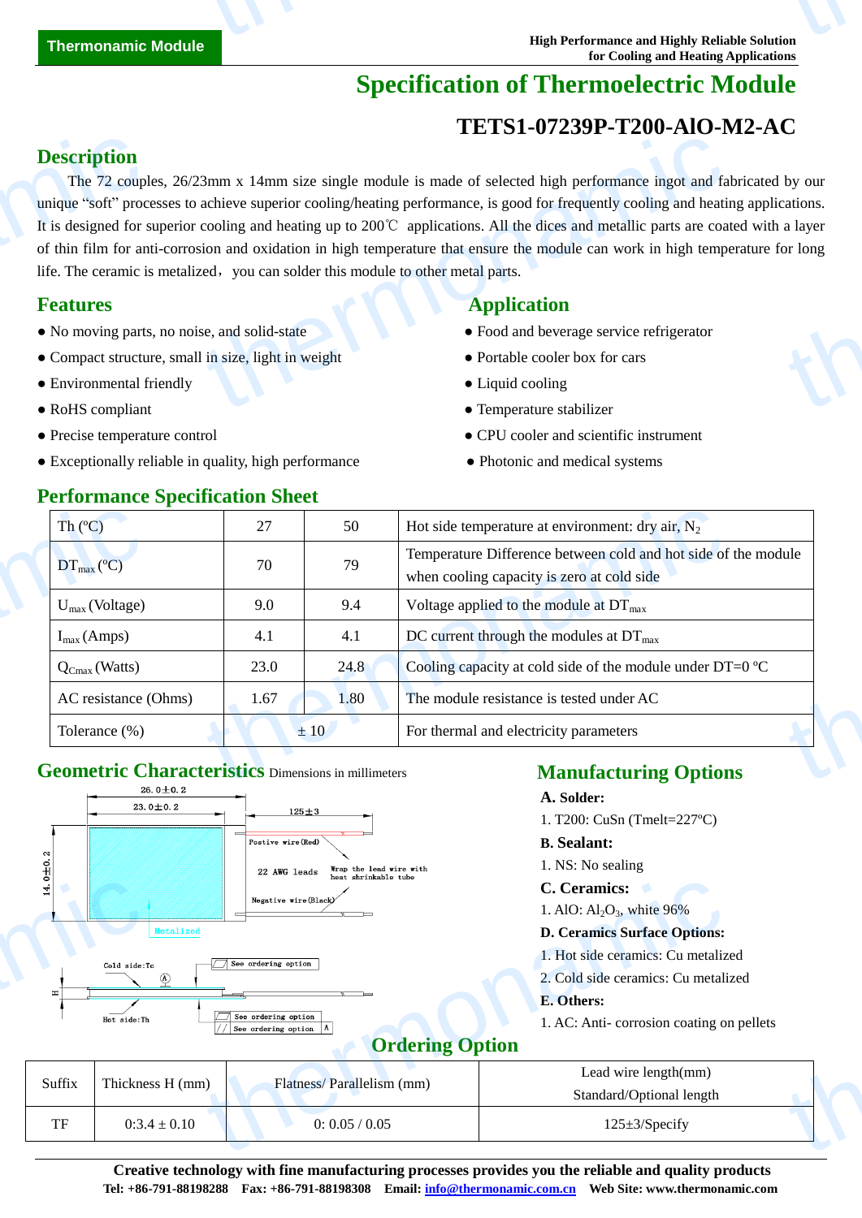Thermonamic Module

High Performance and Highly Reliable Solution for Cooling and Heating Applications

# Specification of Thermoelectric Module

## TETS1-07239P-T200-AlO-M2-AC

## Description

The 72 couples, 26/23mm x 14mm size single module is made of selected high performance ingot and fabricated by our unique "soft" processes to achieve superior cooling/heating performance, is good for frequently cooling and heating applications. It is designed for superior cooling and heating up to 200℃ applications. All the dices and metallic parts are coated with a layer of thin film for anti-corrosion and oxidation in high temperature that ensure the module can work in high temperature for long life. The ceramic is metalized，you can solder this module to other metal parts.

## Features

- No moving parts, no noise, and solid-state
- Compact structure, small in size, light in weight
- Environmental friendly
- RoHS compliant
- Precise temperature control
- Exceptionally reliable in quality, high performance

## Application

- Food and beverage service refrigerator
- Portable cooler box for cars
- Liquid cooling
- Temperature stabilizer
- CPU cooler and scientific instrument
- Photonic and medical systems

## Performance Specification Sheet

| Th (ºC) | 27 | 50 | Hot side temperature at environment: dry air, $N_2$ |
|---|---|---|---|
| $DT_{max}$ (ºC) | 70 | 79 | Temperature Difference between cold and hot side of the module when cooling capacity is zero at cold side |
| $U_{max}$ (Voltage) | 9.0 | 9.4 | Voltage applied to the module at $DT_{max}$ |
| $I_{max}$ (Amps) | 4.1 | 4.1 | DC current through the modules at $DT_{max}$ |
| $Q_{Cmax}$ (Watts) | 23.0 | 24.8 | Cooling capacity at cold side of the module under DT=0 ºC |
| AC resistance (Ohms) | 1.67 | 1.80 | The module resistance is tested under AC |
| Tolerance (%) | ± 10 | | For thermal and electricity parameters |

## Geometric Characteristics Dimensions in millimeters

26.0±0.2
23.0±0.2
125±3
14.0±0.2
Postive wire (Red)
22 AWG leads
Wrap the lead wire with heat shrinkable tube
Negative wire (Black)
Metalized
Cold side: Tc
Hot side: Th
H
A
See ordering option
See ordering option
See ordering option

## Manufacturing Options

**A. Solder:**

1. T200: CuSn (Tmelt=227ºC)

**B. Sealant:**

1. NS: No sealing

**C. Ceramics:**

1. AlO: $Al_2O_3$, white 96%

**D. Ceramics Surface Options:**

1. Hot side ceramics: Cu metalized
2. Cold side ceramics: Cu metalized

**E. Others:**

1. AC: Anti- corrosion coating on pellets

## Ordering Option

| Suffix | Thickness H (mm) | Flatness/ Parallelism (mm) | Lead wire length(mm) Standard/Optional length |
|---|---|---|---|
| TF | 0:3.4 ± 0.10 | 0: 0.05 / 0.05 | 125±3/Specify |

**Creative technology with fine manufacturing processes provides you the reliable and quality products**

**Tel: +86-791-88198288 Fax: +86-791-88198308 Email: info@thermonamic.com.cn Web Site: www.thermonamic.com**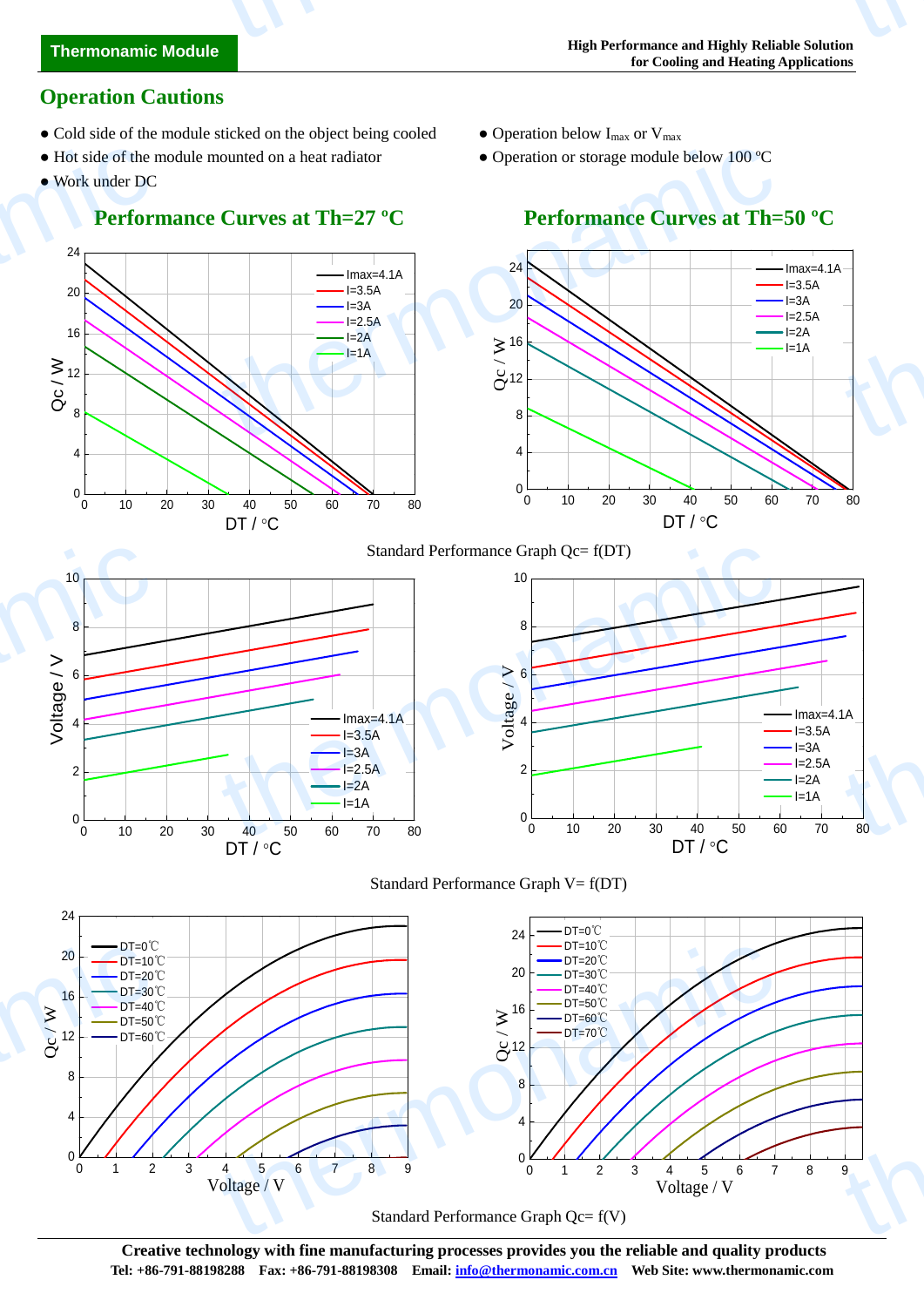## Operation Cautions

- Cold side of the module sticked on the object being cooled
- Hot side of the module mounted on a heat radiator
- Work under DC
- Operation below $I_{max}$ or $V_{max}$
- Operation or storage module below 100 ºC

### Performance Curves at Th=27 ºC

### Performance Curves at Th=50 ºC

Standard Performance Graph Qc= f(DT)

Standard Performance Graph V= f(DT)

Standard Performance Graph Qc= f(V)

**Creative technology with fine manufacturing processes provides you the reliable and quality products**

**Tel: +86-791-88198288 Fax: +86-791-88198308 Email: info@thermonamic.com.cn Web Site: www.thermonamic.com**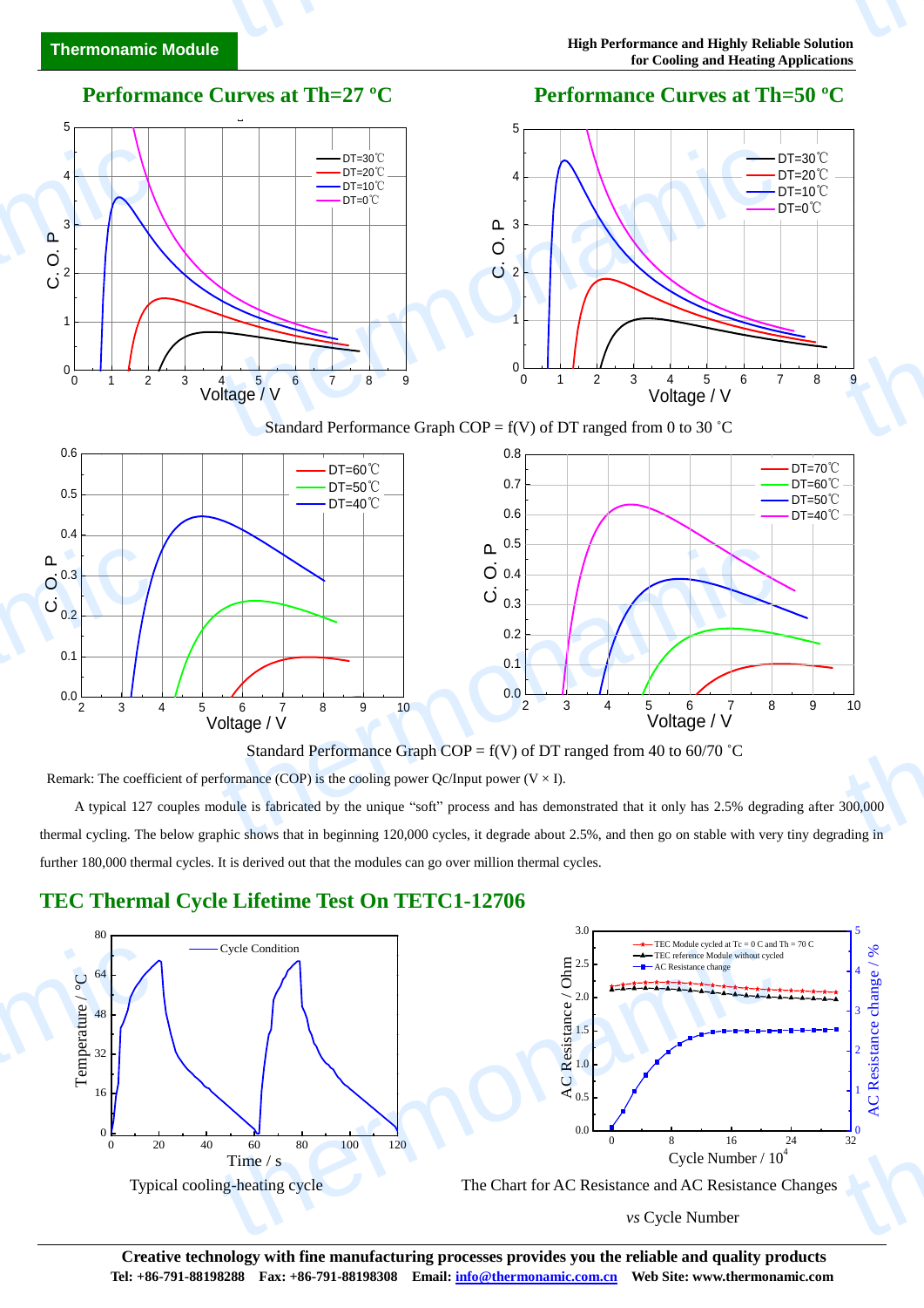## Performance Curves at Th=27 ºC

C. O. P

Voltage / V

DT=30℃
DT=20℃
DT=10℃
DT=0℃

## Performance Curves at Th=50 ºC

C. O. P

Voltage / V

DT=30℃
DT=20℃
DT=10℃
DT=0℃

Standard Performance Graph COP = f(V) of DT ranged from 0 to 30 ˚C

C. O. P

Voltage / V

DT=60℃
DT=50℃
DT=40℃

C. O. P

Voltage / V

DT=70℃
DT=60℃
DT=50℃
DT=40℃

Standard Performance Graph COP = f(V) of DT ranged from 40 to 60/70 ˚C

Remark: The coefficient of performance (COP) is the cooling power Qc/Input power (V × I).

A typical 127 couples module is fabricated by the unique "soft" process and has demonstrated that it only has 2.5% degrading after 300,000 thermal cycling. The below graphic shows that in beginning 120,000 cycles, it degrade about 2.5%, and then go on stable with very tiny degrading in further 180,000 thermal cycles. It is derived out that the modules can go over million thermal cycles.

## TEC Thermal Cycle Lifetime Test On TETC1-12706

Temperature / ºC

Time / s

Cycle Condition

Typical cooling-heating cycle

AC Resistance / Ohm

AC Resistance change / %

Cycle Number / $10^4$

TEC Module cycled at Tc = 0 C and Th = 70 C
TEC reference Module without cycled
AC Resistance change

The Chart for AC Resistance and AC Resistance Changes

*vs* Cycle Number

**Creative technology with fine manufacturing processes provides you the reliable and quality products**

**Tel: +86-791-88198288 Fax: +86-791-88198308 Email: info@thermonamic.com.cn Web Site: www.thermonamic.com**